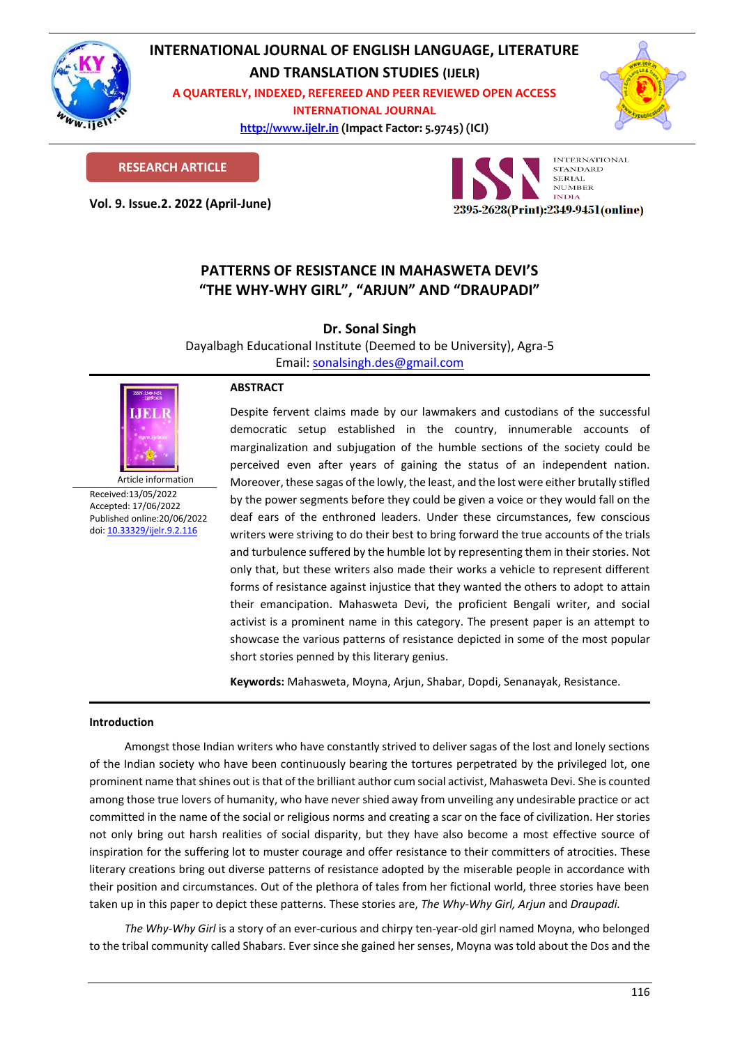# PATTERNS OF RESISTANCE IN MAHASWETA DEVI'S "THE WHY-WHY GIRL", "ARJUN" AND "DRAUPADI"

**Dr. Sonal Singh**

Dayalbagh Educational Institute (Deemed to be University), Agra-5

Email: sonalsingh.des@gmail.com

**RESEARCH ARTICLE**

Article information

Received:13/05/2022
Accepted: 17/06/2022
Published online:20/06/2022
doi: 10.33329/ijelr.9.2.116

## ABSTRACT

Despite fervent claims made by our lawmakers and custodians of the successful democratic setup established in the country, innumerable accounts of marginalization and subjugation of the humble sections of the society could be perceived even after years of gaining the status of an independent nation. Moreover, these sagas of the lowly, the least, and the lost were either brutally stifled by the power segments before they could be given a voice or they would fall on the deaf ears of the enthroned leaders. Under these circumstances, few conscious writers were striving to do their best to bring forward the true accounts of the trials and turbulence suffered by the humble lot by representing them in their stories. Not only that, but these writers also made their works a vehicle to represent different forms of resistance against injustice that they wanted the others to adopt to attain their emancipation. Mahasweta Devi, the proficient Bengali writer, and social activist is a prominent name in this category. The present paper is an attempt to showcase the various patterns of resistance depicted in some of the most popular short stories penned by this literary genius.

**Keywords:** Mahasweta, Moyna, Arjun, Shabar, Dopdi, Senanayak, Resistance.

## Introduction

Amongst those Indian writers who have constantly strived to deliver sagas of the lost and lonely sections of the Indian society who have been continuously bearing the tortures perpetrated by the privileged lot, one prominent name that shines out is that of the brilliant author cum social activist, Mahasweta Devi. She is counted among those true lovers of humanity, who have never shied away from unveiling any undesirable practice or act committed in the name of the social or religious norms and creating a scar on the face of civilization. Her stories not only bring out harsh realities of social disparity, but they have also become a most effective source of inspiration for the suffering lot to muster courage and offer resistance to their committers of atrocities. These literary creations bring out diverse patterns of resistance adopted by the miserable people in accordance with their position and circumstances. Out of the plethora of tales from her fictional world, three stories have been taken up in this paper to depict these patterns. These stories are, *The Why-Why Girl, Arjun* and *Draupadi.*

*The Why-Why Girl* is a story of an ever-curious and chirpy ten-year-old girl named Moyna, who belonged to the tribal community called Shabars. Ever since she gained her senses, Moyna was told about the Dos and the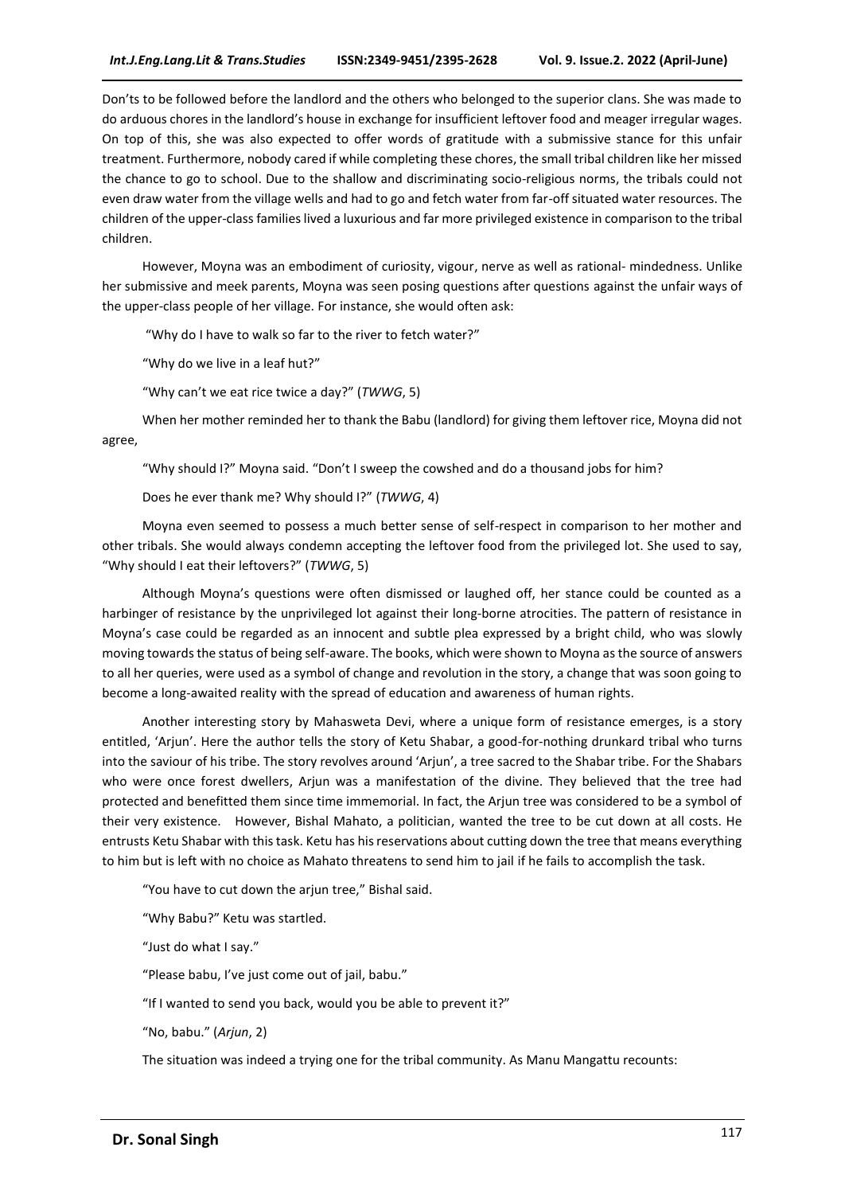Don'ts to be followed before the landlord and the others who belonged to the superior clans. She was made to do arduous chores in the landlord's house in exchange for insufficient leftover food and meager irregular wages. On top of this, she was also expected to offer words of gratitude with a submissive stance for this unfair treatment. Furthermore, nobody cared if while completing these chores, the small tribal children like her missed the chance to go to school. Due to the shallow and discriminating socio-religious norms, the tribals could not even draw water from the village wells and had to go and fetch water from far-off situated water resources. The children of the upper-class families lived a luxurious and far more privileged existence in comparison to the tribal children.

However, Moyna was an embodiment of curiosity, vigour, nerve as well as rational- mindedness. Unlike her submissive and meek parents, Moyna was seen posing questions after questions against the unfair ways of the upper-class people of her village. For instance, she would often ask:

"Why do I have to walk so far to the river to fetch water?"

"Why do we live in a leaf hut?"

"Why can't we eat rice twice a day?" (*TWWG*, 5)

When her mother reminded her to thank the Babu (landlord) for giving them leftover rice, Moyna did not agree,

"Why should I?" Moyna said. "Don't I sweep the cowshed and do a thousand jobs for him?

Does he ever thank me? Why should I?" (*TWWG*, 4)

Moyna even seemed to possess a much better sense of self-respect in comparison to her mother and other tribals. She would always condemn accepting the leftover food from the privileged lot. She used to say, "Why should I eat their leftovers?" (*TWWG*, 5)

Although Moyna's questions were often dismissed or laughed off, her stance could be counted as a harbinger of resistance by the unprivileged lot against their long-borne atrocities. The pattern of resistance in Moyna's case could be regarded as an innocent and subtle plea expressed by a bright child, who was slowly moving towards the status of being self-aware. The books, which were shown to Moyna as the source of answers to all her queries, were used as a symbol of change and revolution in the story, a change that was soon going to become a long-awaited reality with the spread of education and awareness of human rights.

Another interesting story by Mahasweta Devi, where a unique form of resistance emerges, is a story entitled, 'Arjun'. Here the author tells the story of Ketu Shabar, a good-for-nothing drunkard tribal who turns into the saviour of his tribe. The story revolves around 'Arjun', a tree sacred to the Shabar tribe. For the Shabars who were once forest dwellers, Arjun was a manifestation of the divine. They believed that the tree had protected and benefitted them since time immemorial. In fact, the Arjun tree was considered to be a symbol of their very existence. However, Bishal Mahato, a politician, wanted the tree to be cut down at all costs. He entrusts Ketu Shabar with this task. Ketu has his reservations about cutting down the tree that means everything to him but is left with no choice as Mahato threatens to send him to jail if he fails to accomplish the task.

"You have to cut down the arjun tree," Bishal said.

"Why Babu?" Ketu was startled.

"Just do what I say."

"Please babu, I've just come out of jail, babu."

"If I wanted to send you back, would you be able to prevent it?"

"No, babu." (*Arjun*, 2)

The situation was indeed a trying one for the tribal community. As Manu Mangattu recounts: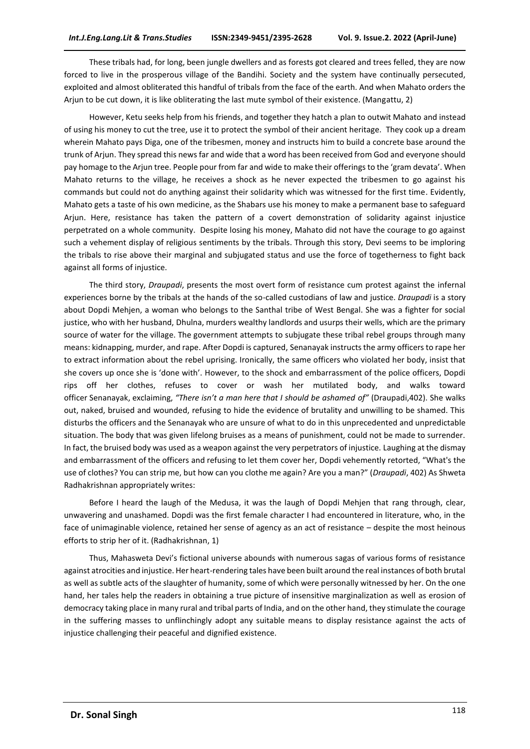These tribals had, for long, been jungle dwellers and as forests got cleared and trees felled, they are now forced to live in the prosperous village of the Bandihi. Society and the system have continually persecuted, exploited and almost obliterated this handful of tribals from the face of the earth. And when Mahato orders the Arjun to be cut down, it is like obliterating the last mute symbol of their existence. (Mangattu, 2)

However, Ketu seeks help from his friends, and together they hatch a plan to outwit Mahato and instead of using his money to cut the tree, use it to protect the symbol of their ancient heritage. They cook up a dream wherein Mahato pays Diga, one of the tribesmen, money and instructs him to build a concrete base around the trunk of Arjun. They spread this news far and wide that a word has been received from God and everyone should pay homage to the Arjun tree. People pour from far and wide to make their offerings to the 'gram devata'. When Mahato returns to the village, he receives a shock as he never expected the tribesmen to go against his commands but could not do anything against their solidarity which was witnessed for the first time. Evidently, Mahato gets a taste of his own medicine, as the Shabars use his money to make a permanent base to safeguard Arjun. Here, resistance has taken the pattern of a covert demonstration of solidarity against injustice perpetrated on a whole community. Despite losing his money, Mahato did not have the courage to go against such a vehement display of religious sentiments by the tribals. Through this story, Devi seems to be imploring the tribals to rise above their marginal and subjugated status and use the force of togetherness to fight back against all forms of injustice.

The third story, *Draupadi*, presents the most overt form of resistance cum protest against the infernal experiences borne by the tribals at the hands of the so-called custodians of law and justice. *Draupadi* is a story about Dopdi Mehjen, a woman who belongs to the Santhal tribe of West Bengal. She was a fighter for social justice, who with her husband, Dhulna, murders wealthy landlords and usurps their wells, which are the primary source of water for the village. The government attempts to subjugate these tribal rebel groups through many means: kidnapping, murder, and rape. After Dopdi is captured, Senanayak instructs the army officers to rape her to extract information about the rebel uprising. Ironically, the same officers who violated her body, insist that she covers up once she is 'done with'. However, to the shock and embarrassment of the police officers, Dopdi rips off her clothes, refuses to cover or wash her mutilated body, and walks toward officer Senanayak, exclaiming, *"There isn't a man here that I should be ashamed of"* (Draupadi,402). She walks out, naked, bruised and wounded, refusing to hide the evidence of brutality and unwilling to be shamed. This disturbs the officers and the Senanayak who are unsure of what to do in this unprecedented and unpredictable situation. The body that was given lifelong bruises as a means of punishment, could not be made to surrender. In fact, the bruised body was used as a weapon against the very perpetrators of injustice. Laughing at the dismay and embarrassment of the officers and refusing to let them cover her, Dopdi vehemently retorted, "What's the use of clothes? You can strip me, but how can you clothe me again? Are you a man?" (*Draupadi*, 402) As Shweta Radhakrishnan appropriately writes:

> Before I heard the laugh of the Medusa, it was the laugh of Dopdi Mehjen that rang through, clear, unwavering and unashamed. Dopdi was the first female character I had encountered in literature, who, in the face of unimaginable violence, retained her sense of agency as an act of resistance – despite the most heinous efforts to strip her of it. (Radhakrishnan, 1)

Thus, Mahasweta Devi's fictional universe abounds with numerous sagas of various forms of resistance against atrocities and injustice. Her heart-rendering tales have been built around the real instances of both brutal as well as subtle acts of the slaughter of humanity, some of which were personally witnessed by her. On the one hand, her tales help the readers in obtaining a true picture of insensitive marginalization as well as erosion of democracy taking place in many rural and tribal parts of India, and on the other hand, they stimulate the courage in the suffering masses to unflinchingly adopt any suitable means to display resistance against the acts of injustice challenging their peaceful and dignified existence.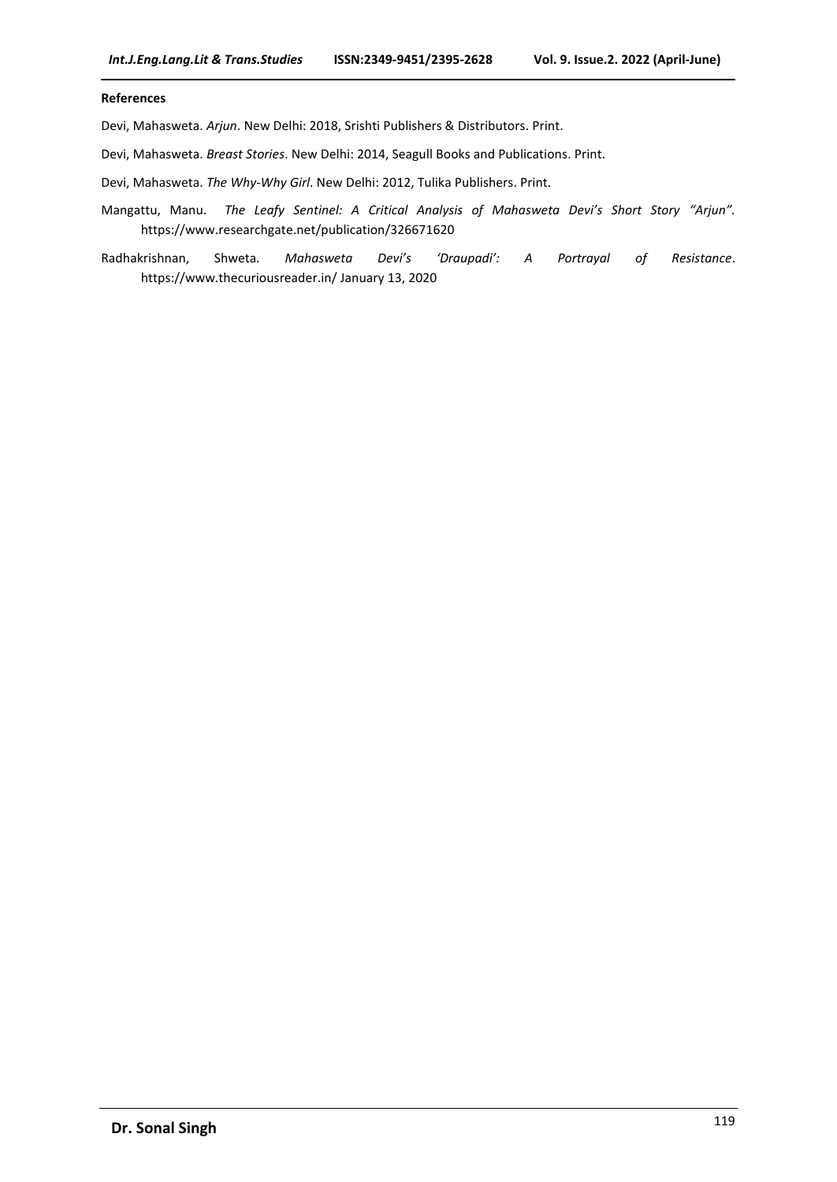**References**

Devi, Mahasweta. *Arjun*. New Delhi: 2018, Srishti Publishers & Distributors. Print.

Devi, Mahasweta. *Breast Stories*. New Delhi: 2014, Seagull Books and Publications. Print.

Devi, Mahasweta. *The Why-Why Girl*. New Delhi: 2012, Tulika Publishers. Print.

Mangattu, Manu. *The Leafy Sentinel: A Critical Analysis of Mahasweta Devi's Short Story "Arjun".* https://www.researchgate.net/publication/326671620

Radhakrishnan, Shweta. *Mahasweta Devi's 'Draupadi': A Portrayal of Resistance*. https://www.thecuriousreader.in/ January 13, 2020